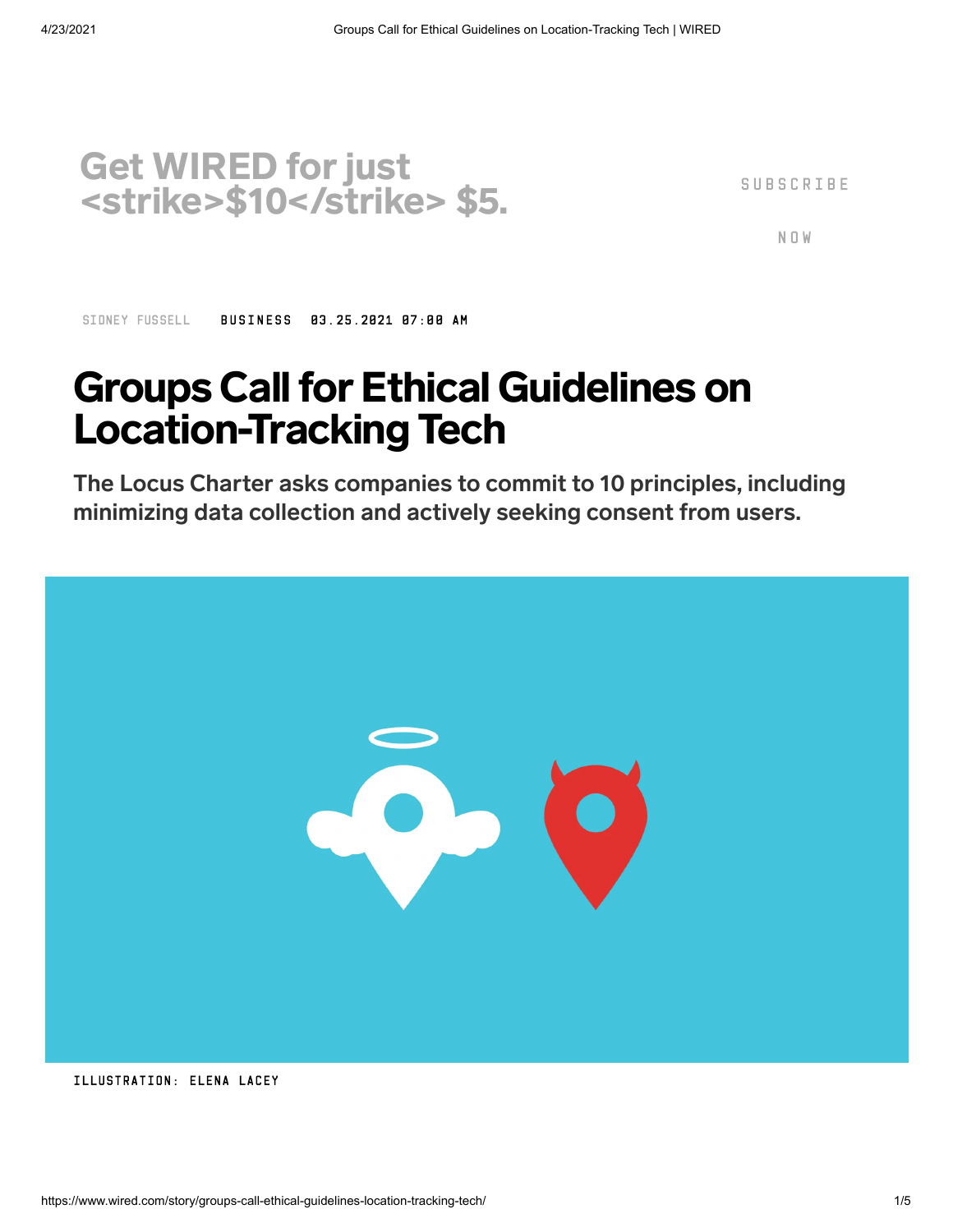Get WIRED for just <strike>$10</strike> $5.

SUBSCRIBE NOW

SIDNEY FUSSELL BUSINESS 03.25.2021 07:00 AM

# Groups Call for Ethical Guidelines on Location-Tracking Tech

**The Locus Charter asks companies to commit to 10 principles, including minimizing data collection and actively seeking consent from users.**

ILLUSTRATION: ELENA LACEY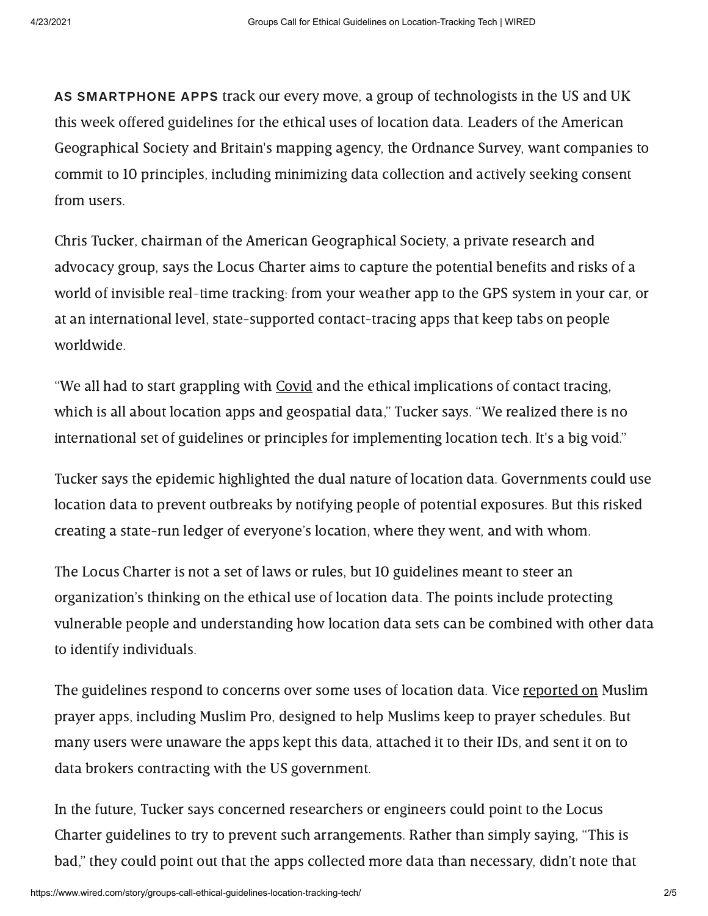**AS SMARTPHONE APPS** track our every move, a group of technologists in the US and UK this week offered guidelines for the ethical uses of location data. Leaders of the American Geographical Society and Britain's mapping agency, the Ordnance Survey, want companies to commit to 10 principles, including minimizing data collection and actively seeking consent from users.

Chris Tucker, chairman of the American Geographical Society, a private research and advocacy group, says the Locus Charter aims to capture the potential benefits and risks of a world of invisible real-time tracking: from your weather app to the GPS system in your car, or at an international level, state-supported contact-tracing apps that keep tabs on people worldwide.

"We all had to start grappling with Covid and the ethical implications of contact tracing, which is all about location apps and geospatial data," Tucker says. "We realized there is no international set of guidelines or principles for implementing location tech. It's a big void."

Tucker says the epidemic highlighted the dual nature of location data. Governments could use location data to prevent outbreaks by notifying people of potential exposures. But this risked creating a state-run ledger of everyone's location, where they went, and with whom.

The Locus Charter is not a set of laws or rules, but 10 guidelines meant to steer an organization's thinking on the ethical use of location data. The points include protecting vulnerable people and understanding how location data sets can be combined with other data to identify individuals.

The guidelines respond to concerns over some uses of location data. Vice reported on Muslim prayer apps, including Muslim Pro, designed to help Muslims keep to prayer schedules. But many users were unaware the apps kept this data, attached it to their IDs, and sent it on to data brokers contracting with the US government.

In the future, Tucker says concerned researchers or engineers could point to the Locus Charter guidelines to try to prevent such arrangements. Rather than simply saying, "This is bad," they could point out that the apps collected more data than necessary, didn't note that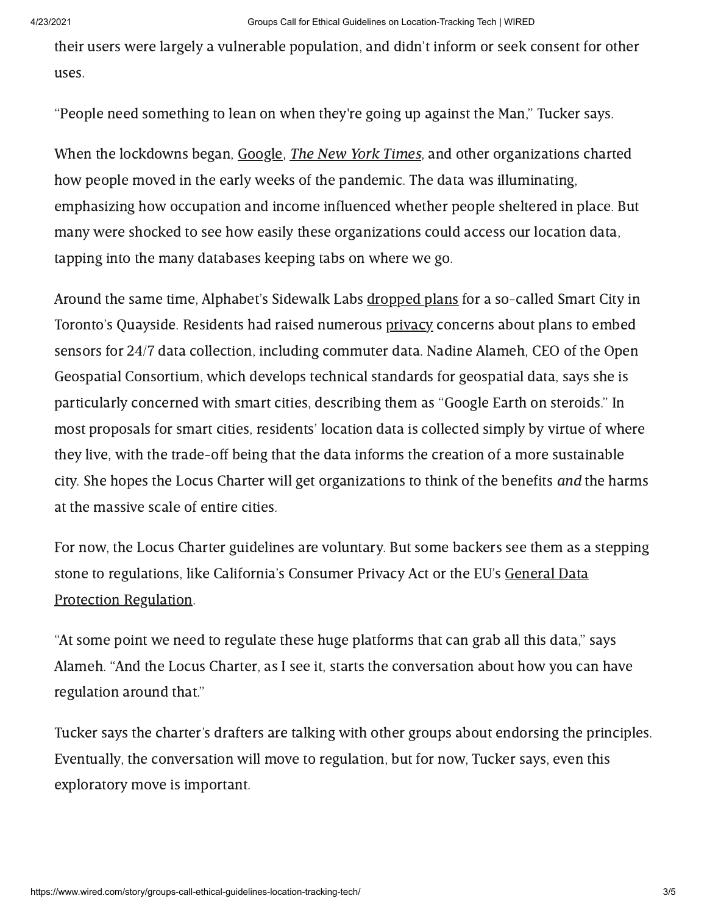their users were largely a vulnerable population, and didn't inform or seek consent for other uses.

"People need something to lean on when they're going up against the Man," Tucker says.

When the lockdowns began, Google, *The New York Times*, and other organizations charted how people moved in the early weeks of the pandemic. The data was illuminating, emphasizing how occupation and income influenced whether people sheltered in place. But many were shocked to see how easily these organizations could access our location data, tapping into the many databases keeping tabs on where we go.

Around the same time, Alphabet's Sidewalk Labs dropped plans for a so-called Smart City in Toronto's Quayside. Residents had raised numerous privacy concerns about plans to embed sensors for 24/7 data collection, including commuter data. Nadine Alameh, CEO of the Open Geospatial Consortium, which develops technical standards for geospatial data, says she is particularly concerned with smart cities, describing them as "Google Earth on steroids." In most proposals for smart cities, residents' location data is collected simply by virtue of where they live, with the trade-off being that the data informs the creation of a more sustainable city. She hopes the Locus Charter will get organizations to think of the benefits *and* the harms at the massive scale of entire cities.

For now, the Locus Charter guidelines are voluntary. But some backers see them as a stepping stone to regulations, like California's Consumer Privacy Act or the EU's General Data Protection Regulation.

"At some point we need to regulate these huge platforms that can grab all this data," says Alameh. "And the Locus Charter, as I see it, starts the conversation about how you can have regulation around that."

Tucker says the charter's drafters are talking with other groups about endorsing the principles. Eventually, the conversation will move to regulation, but for now, Tucker says, even this exploratory move is important.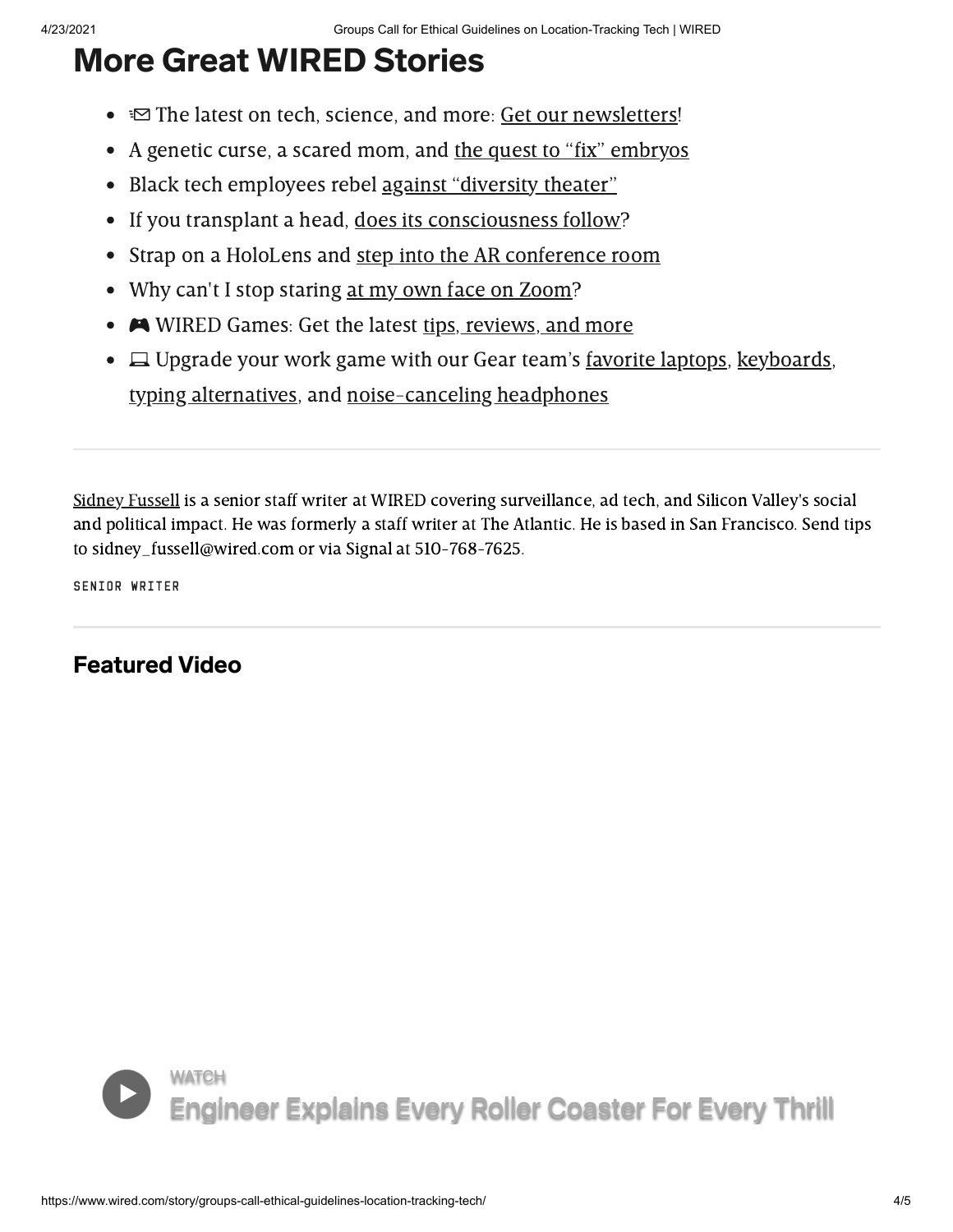## More Great WIRED Stories

- 📩 The latest on tech, science, and more: Get our newsletters!
- A genetic curse, a scared mom, and the quest to "fix" embryos
- Black tech employees rebel against "diversity theater"
- If you transplant a head, does its consciousness follow?
- Strap on a HoloLens and step into the AR conference room
- Why can't I stop staring at my own face on Zoom?
- 🎮 WIRED Games: Get the latest tips, reviews, and more
- 💻 Upgrade your work game with our Gear team's favorite laptops, keyboards, typing alternatives, and noise-canceling headphones

---

Sidney Fussell is a senior staff writer at WIRED covering surveillance, ad tech, and Silicon Valley's social and political impact. He was formerly a staff writer at The Atlantic. He is based in San Francisco. Send tips to sidney_fussell@wired.com or via Signal at 510-768-7625.

SENIOR WRITER

---

### Featured Video

WATCH

Engineer Explains Every Roller Coaster For Every Thrill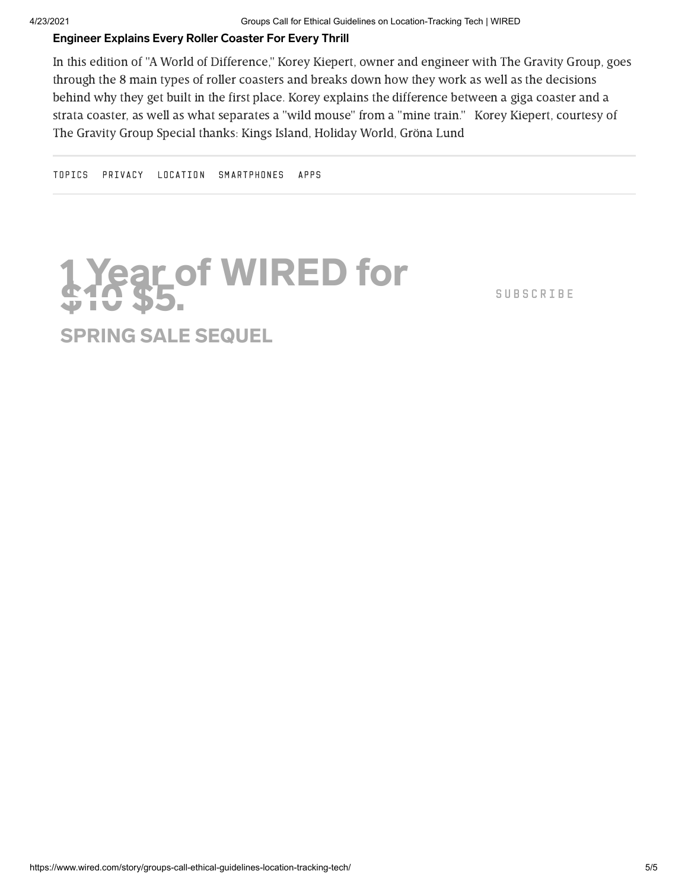**Engineer Explains Every Roller Coaster For Every Thrill**

In this edition of "A World of Difference," Korey Kiepert, owner and engineer with The Gravity Group, goes through the 8 main types of roller coasters and breaks down how they work as well as the decisions behind why they get built in the first place. Korey explains the difference between a giga coaster and a strata coaster, as well as what separates a "wild mouse" from a "mine train."   Korey Kiepert, courtesy of The Gravity Group Special thanks: Kings Island, Holiday World, Gröna Lund

TOPICS PRIVACY LOCATION SMARTPHONES APPS

# 1 Year of WIRED for ~~$10~~ $5.

## SPRING SALE SEQUEL

SUBSCRIBE